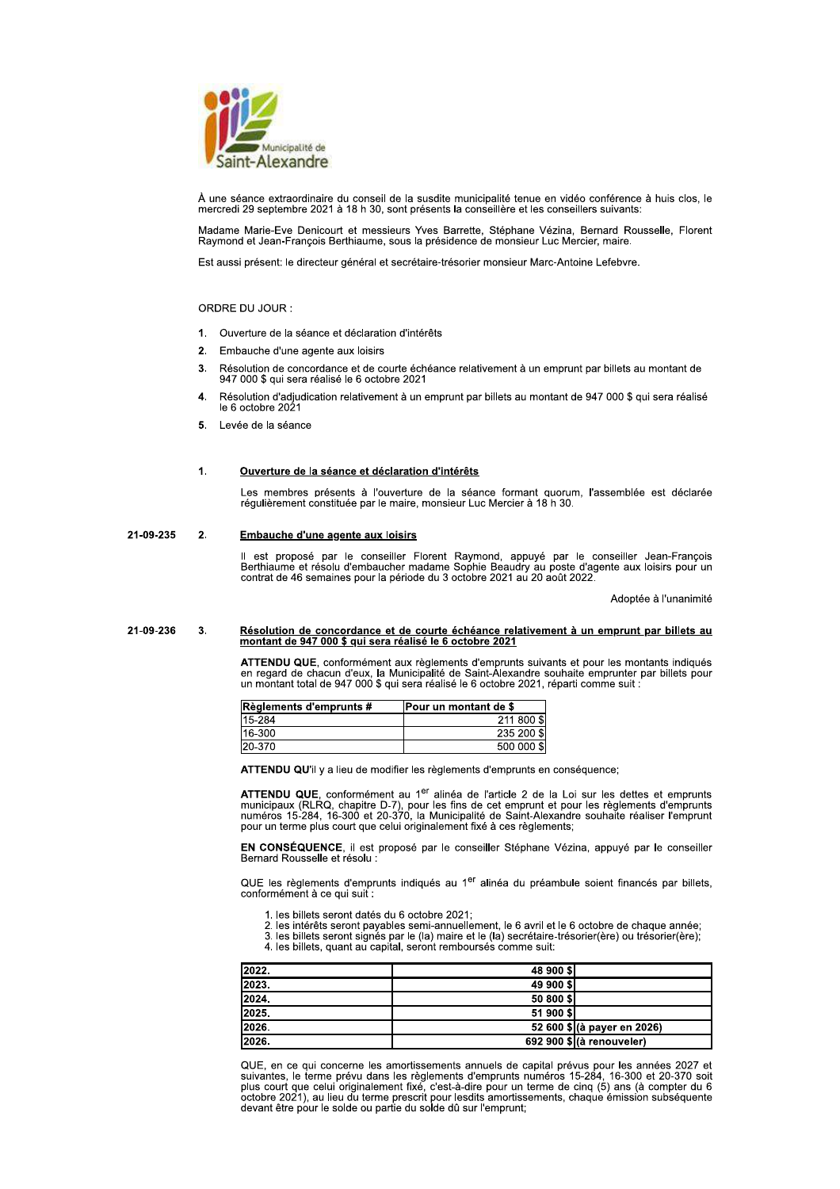Municipalité de Saint-Alexandre

À une séance extraordinaire du conseil de la susdite municipalité tenue en vidéo conférence à huis clos, le mercredi 29 septembre 2021 à 18 h 30, sont présents la conseillère et les conseillers suivants:

Madame Marie-Eve Denicourt et messieurs Yves Barrette, Stéphane Vézina, Bernard Rousselle, Florent Raymond et Jean-François Berthiaume, sous la présidence de monsieur Luc Mercier, maire.

Est aussi présent: le directeur général et secrétaire-trésorier monsieur Marc-Antoine Lefebvre.

ORDRE DU JOUR :

1. Ouverture de la séance et déclaration d'intérêts
2. Embauche d'une agente aux loisirs
3. Résolution de concordance et de courte échéance relativement à un emprunt par billets au montant de 947 000 $ qui sera réalisé le 6 octobre 2021
4. Résolution d'adjudication relativement à un emprunt par billets au montant de 947 000 $ qui sera réalisé le 6 octobre 2021
5. Levée de la séance

**1. Ouverture de la séance et déclaration d'intérêts**

Les membres présents à l'ouverture de la séance formant quorum, l'assemblée est déclarée régulièrement constituée par le maire, monsieur Luc Mercier à 18 h 30.

21-09-235 **2. Embauche d'une agente aux loisirs**

Il est proposé par le conseiller Florent Raymond, appuyé par le conseiller Jean-François Berthiaume et résolu d'embaucher madame Sophie Beaudry au poste d'agente aux loisirs pour un contrat de 46 semaines pour la période du 3 octobre 2021 au 20 août 2022.

Adoptée à l'unanimité

21-09-236 **3. Résolution de concordance et de courte échéance relativement à un emprunt par billets au montant de 947 000 $ qui sera réalisé le 6 octobre 2021**

**ATTENDU QUE**, conformément aux règlements d'emprunts suivants et pour les montants indiqués en regard de chacun d'eux, la Municipalité de Saint-Alexandre souhaite emprunter par billets pour un montant total de 947 000 $ qui sera réalisé le 6 octobre 2021, réparti comme suit :

| Règlements d'emprunts # | Pour un montant de $ |
|---|---|
| 15-284 | 211 800 $ |
| 16-300 | 235 200 $ |
| 20-370 | 500 000 $ |

**ATTENDU QU'**il y a lieu de modifier les règlements d'emprunts en conséquence;

**ATTENDU QUE**, conformément au 1er alinéa de l'article 2 de la Loi sur les dettes et emprunts municipaux (RLRQ, chapitre D-7), pour les fins de cet emprunt et pour les règlements d'emprunts numéros 15-284, 16-300 et 20-370, la Municipalité de Saint-Alexandre souhaite réaliser l'emprunt pour un terme plus court que celui originalement fixé à ces règlements;

**EN CONSÉQUENCE**, il est proposé par le conseiller Stéphane Vézina, appuyé par le conseiller Bernard Rousselle et résolu :

QUE les règlements d'emprunts indiqués au 1er alinéa du préambule soient financés par billets, conformément à ce qui suit :

1. les billets seront datés du 6 octobre 2021;
2. les intérêts seront payables semi-annuellement, le 6 avril et le 6 octobre de chaque année;
3. les billets seront signés par le (la) maire et le (la) secrétaire-trésorier(ère) ou trésorier(ère);
4. les billets, quant au capital, seront remboursés comme suit:

| | | |
|---|---|---|
| **2022.** | **48 900 $** | |
| **2023.** | **49 900 $** | |
| **2024.** | **50 800 $** | |
| **2025.** | **51 900 $** | |
| **2026.** | **52 600 $** | **(à payer en 2026)** |
| **2026.** | **692 900 $** | **(à renouveler)** |

QUE, en ce qui concerne les amortissements annuels de capital prévus pour les années 2027 et suivantes, le terme prévu dans les règlements d'emprunts numéros 15-284, 16-300 et 20-370 soit plus court que celui originalement fixé, c'est-à-dire pour un terme de cinq (5) ans (à compter du 6 octobre 2021), au lieu du terme prescrit pour lesdits amortissements, chaque émission subséquente devant être pour le solde ou partie du solde dû sur l'emprunt;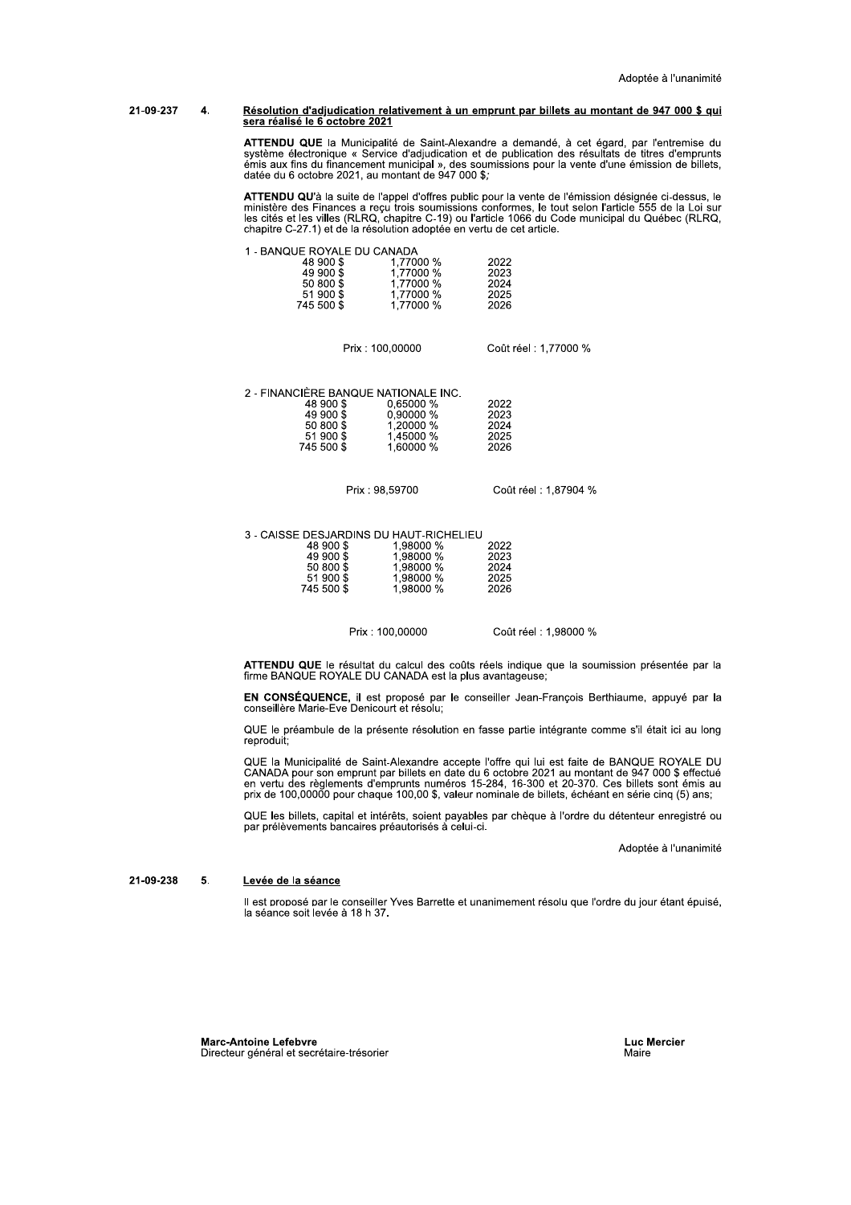Adoptée à l'unanimité

**21-09-237** **4.** **Résolution d'adjudication relativement à un emprunt par billets au montant de 947 000 $ qui sera réalisé le 6 octobre 2021**

**ATTENDU QUE** la Municipalité de Saint-Alexandre a demandé, à cet égard, par l'entremise du système électronique « Service d'adjudication et de publication des résultats de titres d'emprunts émis aux fins du financement municipal », des soumissions pour la vente d'une émission de billets, datée du 6 octobre 2021, au montant de 947 000 $;

**ATTENDU QU'**à la suite de l'appel d'offres public pour la vente de l'émission désignée ci-dessus, le ministère des Finances a reçu trois soumissions conformes, le tout selon l'article 555 de la Loi sur les cités et les villes (RLRQ, chapitre C-19) ou l'article 1066 du Code municipal du Québec (RLRQ, chapitre C-27.1) et de la résolution adoptée en vertu de cet article.

1 - BANQUE ROYALE DU CANADA

| | | |
|---|---|---|
| 48 900 $ | 1,77000 % | 2022 |
| 49 900 $ | 1,77000 % | 2023 |
| 50 800 $ | 1,77000 % | 2024 |
| 51 900 $ | 1,77000 % | 2025 |
| 745 500 $ | 1,77000 % | 2026 |

Prix : 100,00000 Coût réel : 1,77000 %

2 - FINANCIÈRE BANQUE NATIONALE INC.

| | | |
|---|---|---|
| 48 900 $ | 0,65000 % | 2022 |
| 49 900 $ | 0,90000 % | 2023 |
| 50 800 $ | 1,20000 % | 2024 |
| 51 900 $ | 1,45000 % | 2025 |
| 745 500 $ | 1,60000 % | 2026 |

Prix : 98,59700 Coût réel : 1,87904 %

3 - CAISSE DESJARDINS DU HAUT-RICHELIEU

| | | |
|---|---|---|
| 48 900 $ | 1,98000 % | 2022 |
| 49 900 $ | 1,98000 % | 2023 |
| 50 800 $ | 1,98000 % | 2024 |
| 51 900 $ | 1,98000 % | 2025 |
| 745 500 $ | 1,98000 % | 2026 |

Prix : 100,00000 Coût réel : 1,98000 %

**ATTENDU QUE** le résultat du calcul des coûts réels indique que la soumission présentée par la firme BANQUE ROYALE DU CANADA est la plus avantageuse;

**EN CONSÉQUENCE,** il est proposé par le conseiller Jean-François Berthiaume, appuyé par la conseillère Marie-Eve Denicourt et résolu;

QUE le préambule de la présente résolution en fasse partie intégrante comme s'il était ici au long reproduit;

QUE la Municipalité de Saint-Alexandre accepte l'offre qui lui est faite de BANQUE ROYALE DU CANADA pour son emprunt par billets en date du 6 octobre 2021 au montant de 947 000 $ effectué en vertu des règlements d'emprunts numéros 15-284, 16-300 et 20-370. Ces billets sont émis au prix de 100,00000 pour chaque 100,00 $, valeur nominale de billets, échéant en série cinq (5) ans;

QUE les billets, capital et intérêts, soient payables par chèque à l'ordre du détenteur enregistré ou par prélèvements bancaires préautorisés à celui-ci.

Adoptée à l'unanimité

**21-09-238** **5.** **Levée de la séance**

Il est proposé par le conseiller Yves Barrette et unanimement résolu que l'ordre du jour étant épuisé, la séance soit levée à 18 h 37.

**Marc-Antoine Lefebvre**
Directeur général et secrétaire-trésorier

**Luc Mercier**
Maire